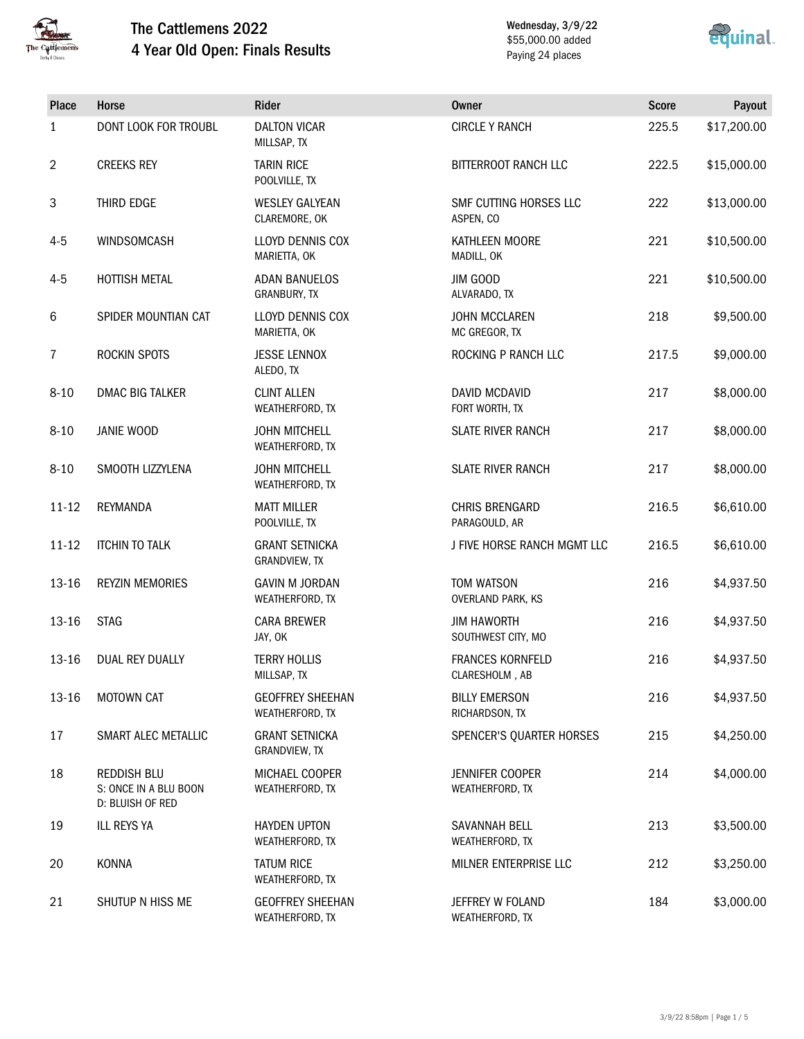# The Cattlemens 2022
## 4 Year Old Open: Finals Results

Wednesday, 3/9/22
$55,000.00 added
Paying 24 places

| Place | Horse | Rider | Owner | Score | Payout |
|---|---|---|---|---|---|
| 1 | DONT LOOK FOR TROUBL | DALTON VICAR<br>MILLSAP, TX | CIRCLE Y RANCH | 225.5 | $17,200.00 |
| 2 | CREEKS REY | TARIN RICE<br>POOLVILLE, TX | BITTERROOT RANCH LLC | 222.5 | $15,000.00 |
| 3 | THIRD EDGE | WESLEY GALYEAN<br>CLAREMORE, OK | SMF CUTTING HORSES LLC<br>ASPEN, CO | 222 | $13,000.00 |
| 4-5 | WINDSOMCASH | LLOYD DENNIS COX<br>MARIETTA, OK | KATHLEEN MOORE<br>MADILL, OK | 221 | $10,500.00 |
| 4-5 | HOTTISH METAL | ADAN BANUELOS<br>GRANBURY, TX | JIM GOOD<br>ALVARADO, TX | 221 | $10,500.00 |
| 6 | SPIDER MOUNTAIN CAT | LLOYD DENNIS COX<br>MARIETTA, OK | JOHN MCCLAREN<br>MC GREGOR, TX | 218 | $9,500.00 |
| 7 | ROCKIN SPOTS | JESSE LENNOX<br>ALEDO, TX | ROCKING P RANCH LLC | 217.5 | $9,000.00 |
| 8-10 | DMAC BIG TALKER | CLINT ALLEN<br>WEATHERFORD, TX | DAVID MCDAVID<br>FORT WORTH, TX | 217 | $8,000.00 |
| 8-10 | JANIE WOOD | JOHN MITCHELL<br>WEATHERFORD, TX | SLATE RIVER RANCH | 217 | $8,000.00 |
| 8-10 | SMOOTH LIZZYLENA | JOHN MITCHELL<br>WEATHERFORD, TX | SLATE RIVER RANCH | 217 | $8,000.00 |
| 11-12 | REYMANDA | MATT MILLER<br>POOLVILLE, TX | CHRIS BRENGARD<br>PARAGOULD, AR | 216.5 | $6,610.00 |
| 11-12 | ITCHIN TO TALK | GRANT SETNICKA<br>GRANDVIEW, TX | J FIVE HORSE RANCH MGMT LLC | 216.5 | $6,610.00 |
| 13-16 | REYZIN MEMORIES | GAVIN M JORDAN<br>WEATHERFORD, TX | TOM WATSON<br>OVERLAND PARK, KS | 216 | $4,937.50 |
| 13-16 | STAG | CARA BREWER<br>JAY, OK | JIM HAWORTH<br>SOUTHWEST CITY, MO | 216 | $4,937.50 |
| 13-16 | DUAL REY DUALLY | TERRY HOLLIS<br>MILLSAP, TX | FRANCES KORNFELD<br>CLARESHOLM , AB | 216 | $4,937.50 |
| 13-16 | MOTOWN CAT | GEOFFREY SHEEHAN<br>WEATHERFORD, TX | BILLY EMERSON<br>RICHARDSON, TX | 216 | $4,937.50 |
| 17 | SMART ALEC METALLIC | GRANT SETNICKA<br>GRANDVIEW, TX | SPENCER'S QUARTER HORSES | 215 | $4,250.00 |
| 18 | REDDISH BLU<br>S: ONCE IN A BLU BOON<br>D: BLUISH OF RED | MICHAEL COOPER<br>WEATHERFORD, TX | JENNIFER COOPER<br>WEATHERFORD, TX | 214 | $4,000.00 |
| 19 | ILL REYS YA | HAYDEN UPTON<br>WEATHERFORD, TX | SAVANNAH BELL<br>WEATHERFORD, TX | 213 | $3,500.00 |
| 20 | KONNA | TATUM RICE<br>WEATHERFORD, TX | MILNER ENTERPRISE LLC | 212 | $3,250.00 |
| 21 | SHUTUP N HISS ME | GEOFFREY SHEEHAN<br>WEATHERFORD, TX | JEFFREY W FOLAND<br>WEATHERFORD, TX | 184 | $3,000.00 |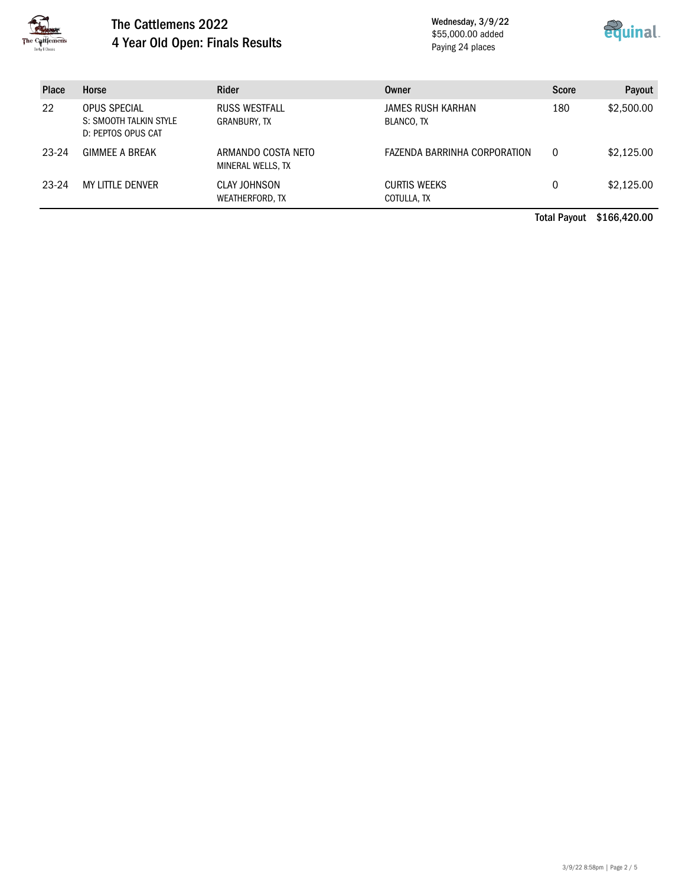# The Cattlemens 2022
## 4 Year Old Open: Finals Results

Wednesday, 3/9/22
$55,000.00 added
Paying 24 places

| Place | Horse | Rider | Owner | Score | Payout |
|---|---|---|---|---|---|
| 22 | OPUS SPECIAL<br>S: SMOOTH TALKIN STYLE<br>D: PEPTOS OPUS CAT | RUSS WESTFALL<br>GRANBURY, TX | JAMES RUSH KARHAN<br>BLANCO, TX | 180 | $2,500.00 |
| 23-24 | GIMMEE A BREAK | ARMANDO COSTA NETO<br>MINERAL WELLS, TX | FAZENDA BARRINHA CORPORATION | 0 | $2,125.00 |
| 23-24 | MY LITTLE DENVER | CLAY JOHNSON<br>WEATHERFORD, TX | CURTIS WEEKS<br>COTULLA, TX | 0 | $2,125.00 |
| | | | | **Total Payout** | **$166,420.00** |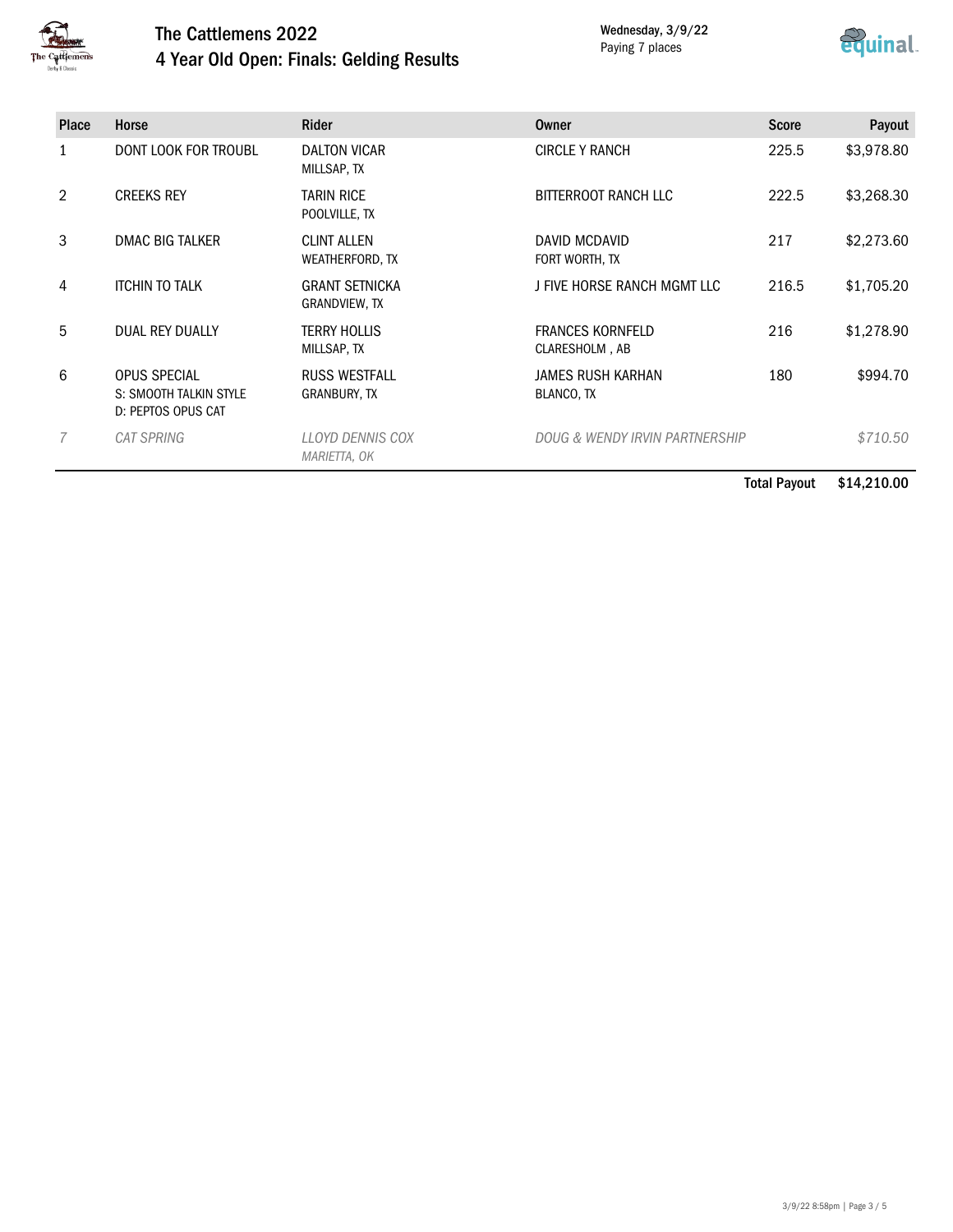# The Cattlemens 2022

## 4 Year Old Open: Finals: Gelding Results

Wednesday, 3/9/22
Paying 7 places

| Place | Horse | Rider | Owner | Score | Payout |
|---|---|---|---|---|---|
| 1 | DONT LOOK FOR TROUBL | DALTON VICAR<br>MILLSAP, TX | CIRCLE Y RANCH | 225.5 | $3,978.80 |
| 2 | CREEKS REY | TARIN RICE<br>POOLVILLE, TX | BITTERROOT RANCH LLC | 222.5 | $3,268.30 |
| 3 | DMAC BIG TALKER | CLINT ALLEN<br>WEATHERFORD, TX | DAVID MCDAVID<br>FORT WORTH, TX | 217 | $2,273.60 |
| 4 | ITCHIN TO TALK | GRANT SETNICKA<br>GRANDVIEW, TX | J FIVE HORSE RANCH MGMT LLC | 216.5 | $1,705.20 |
| 5 | DUAL REY DUALLY | TERRY HOLLIS<br>MILLSAP, TX | FRANCES KORNFELD<br>CLARESHOLM , AB | 216 | $1,278.90 |
| 6 | OPUS SPECIAL<br>S: SMOOTH TALKIN STYLE<br>D: PEPTOS OPUS CAT | RUSS WESTFALL<br>GRANBURY, TX | JAMES RUSH KARHAN<br>BLANCO, TX | 180 | $994.70 |
| *7* | *CAT SPRING* | *LLOYD DENNIS COX<br>MARIETTA, OK* | *DOUG & WENDY IRVIN PARTNERSHIP* | | *$710.50* |
| | | | | **Total Payout** | **$14,210.00** |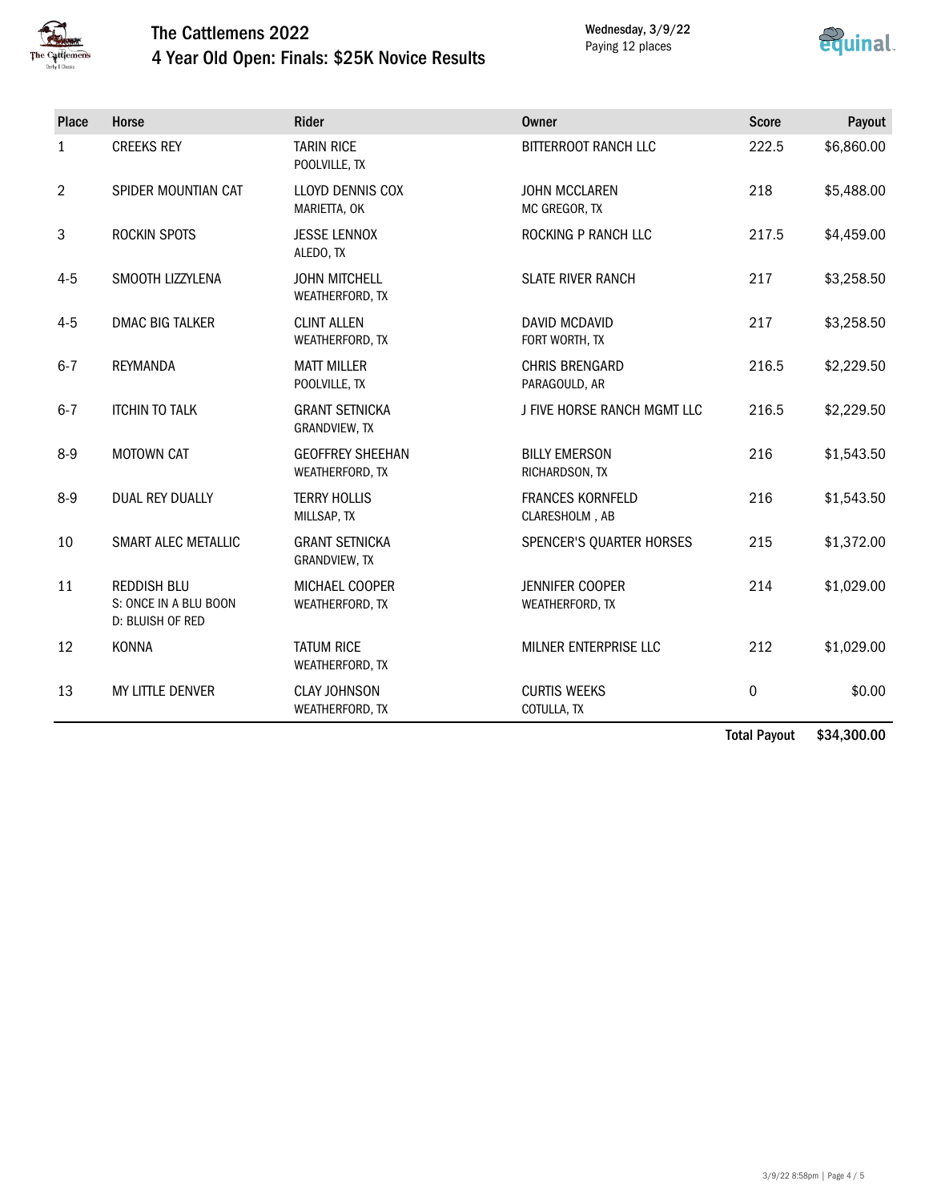# The Cattlemens 2022

## 4 Year Old Open: Finals: $25K Novice Results

Wednesday, 3/9/22
Paying 12 places

| Place | Horse | Rider | Owner | Score | Payout |
|---|---|---|---|---|---|
| 1 | CREEKS REY | TARIN RICE<br>POOLVILLE, TX | BITTERROOT RANCH LLC | 222.5 | $6,860.00 |
| 2 | SPIDER MOUNTIAN CAT | LLOYD DENNIS COX<br>MARIETTA, OK | JOHN MCCLAREN<br>MC GREGOR, TX | 218 | $5,488.00 |
| 3 | ROCKIN SPOTS | JESSE LENNOX<br>ALEDO, TX | ROCKING P RANCH LLC | 217.5 | $4,459.00 |
| 4-5 | SMOOTH LIZZYLENA | JOHN MITCHELL<br>WEATHERFORD, TX | SLATE RIVER RANCH | 217 | $3,258.50 |
| 4-5 | DMAC BIG TALKER | CLINT ALLEN<br>WEATHERFORD, TX | DAVID MCDAVID<br>FORT WORTH, TX | 217 | $3,258.50 |
| 6-7 | REYMANDA | MATT MILLER<br>POOLVILLE, TX | CHRIS BRENGARD<br>PARAGOULD, AR | 216.5 | $2,229.50 |
| 6-7 | ITCHIN TO TALK | GRANT SETNICKA<br>GRANDVIEW, TX | J FIVE HORSE RANCH MGMT LLC | 216.5 | $2,229.50 |
| 8-9 | MOTOWN CAT | GEOFFREY SHEEHAN<br>WEATHERFORD, TX | BILLY EMERSON<br>RICHARDSON, TX | 216 | $1,543.50 |
| 8-9 | DUAL REY DUALLY | TERRY HOLLIS<br>MILLSAP, TX | FRANCES KORNFELD<br>CLARESHOLM , AB | 216 | $1,543.50 |
| 10 | SMART ALEC METALLIC | GRANT SETNICKA<br>GRANDVIEW, TX | SPENCER'S QUARTER HORSES | 215 | $1,372.00 |
| 11 | REDDISH BLU<br>S: ONCE IN A BLU BOON<br>D: BLUISH OF RED | MICHAEL COOPER<br>WEATHERFORD, TX | JENNIFER COOPER<br>WEATHERFORD, TX | 214 | $1,029.00 |
| 12 | KONNA | TATUM RICE<br>WEATHERFORD, TX | MILNER ENTERPRISE LLC | 212 | $1,029.00 |
| 13 | MY LITTLE DENVER | CLAY JOHNSON<br>WEATHERFORD, TX | CURTIS WEEKS<br>COTULLA, TX | 0 | $0.00 |
| | | | | **Total Payout** | **$34,300.00** |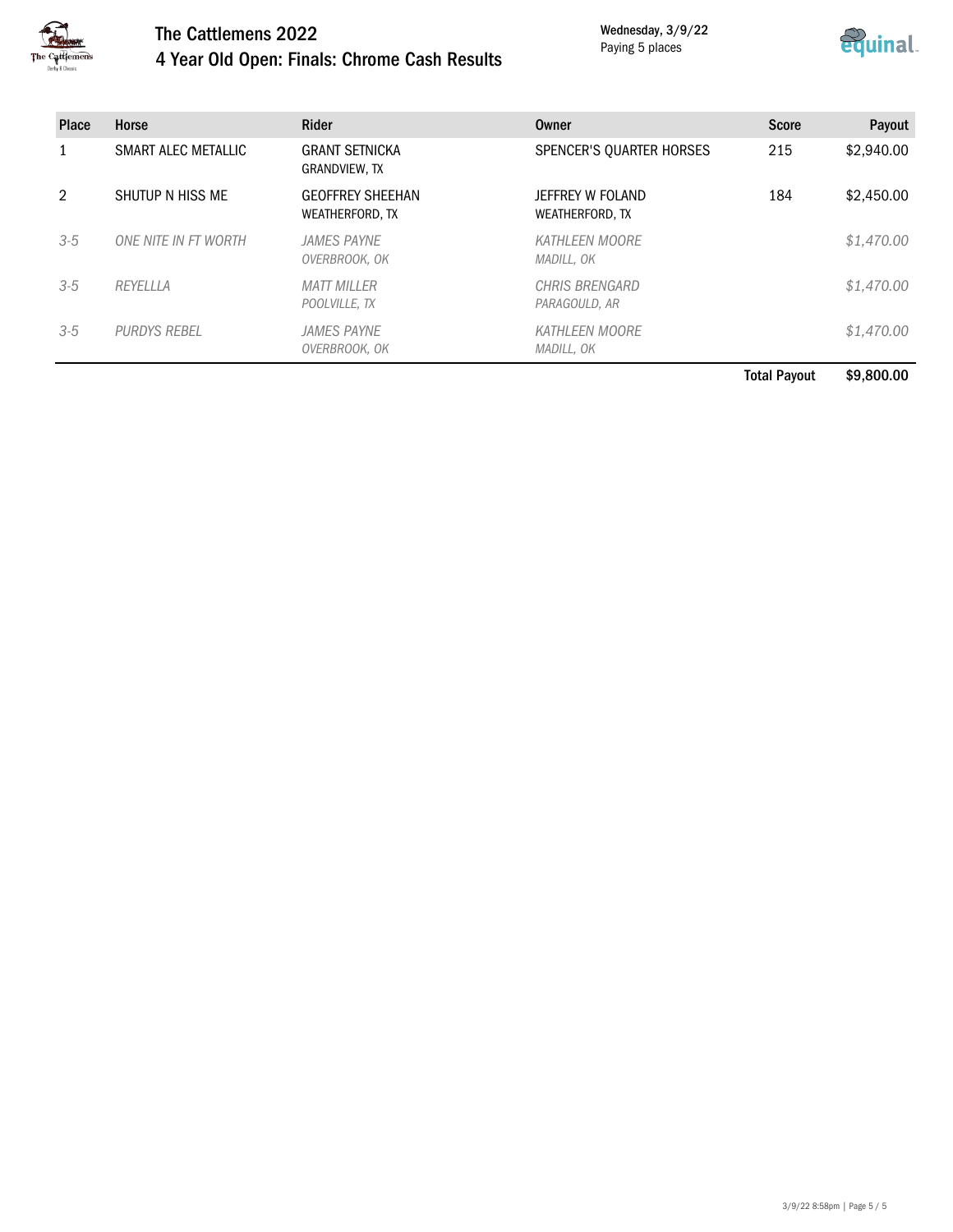# The Cattlemens 2022
## 4 Year Old Open: Finals: Chrome Cash Results

Wednesday, 3/9/22
Paying 5 places

| Place | Horse | Rider | Owner | Score | Payout |
|---|---|---|---|---|---|
| 1 | SMART ALEC METALLIC | GRANT SETNICKA<br>GRANDVIEW, TX | SPENCER'S QUARTER HORSES | 215 | $2,940.00 |
| 2 | SHUTUP N HISS ME | GEOFFREY SHEEHAN<br>WEATHERFORD, TX | JEFFREY W FOLAND<br>WEATHERFORD, TX | 184 | $2,450.00 |
| *3-5* | *ONE NITE IN FT WORTH* | *JAMES PAYNE<br>OVERBROOK, OK* | *KATHLEEN MOORE<br>MADILL, OK* | | *$1,470.00* |
| *3-5* | *REYELLLA* | *MATT MILLER<br>POOLVILLE, TX* | *CHRIS BRENGARD<br>PARAGOULD, AR* | | *$1,470.00* |
| *3-5* | *PURDYS REBEL* | *JAMES PAYNE<br>OVERBROOK, OK* | *KATHLEEN MOORE<br>MADILL, OK* | | *$1,470.00* |
| | | | | **Total Payout** | **$9,800.00** |

3/9/22 8:58pm